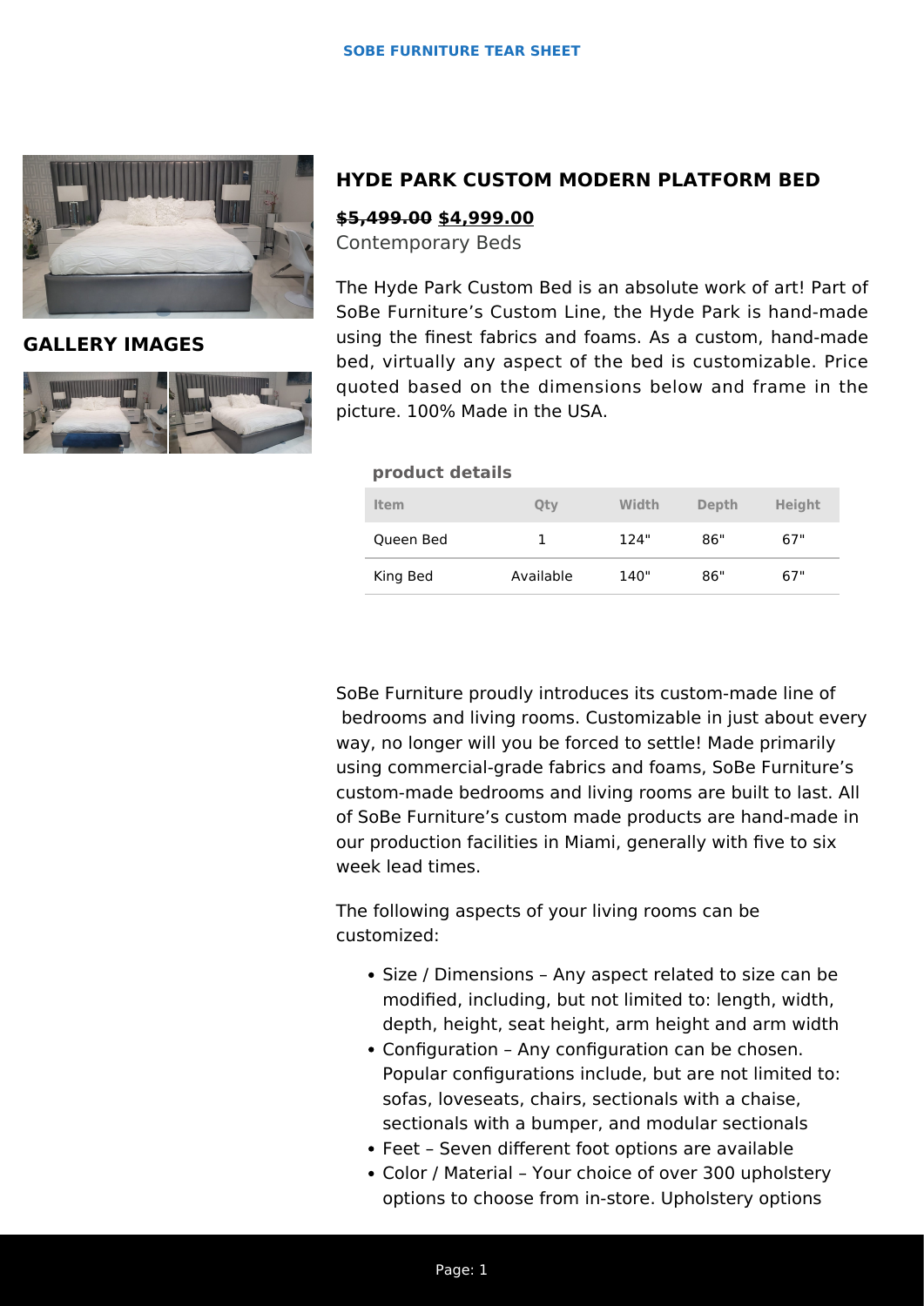# HYDE PARK CUSTOM MODERN PLATFORM BED

~~$5,499.00~~ **$4,999.00**

Contemporary Beds

The Hyde Park Custom Bed is an absolute work of art! Part of SoBe Furniture's Custom Line, the Hyde Park is hand-made using the finest fabrics and foams. As a custom, hand-made bed, virtually any aspect of the bed is customizable. Price quoted based on the dimensions below and frame in the picture. 100% Made in the USA.

**GALLERY IMAGES**

**product details**

| Item | Qty | Width | Depth | Height |
|---|---|---|---|---|
| Queen Bed | 1 | 124" | 86" | 67" |
| King Bed | Available | 140" | 86" | 67" |

SoBe Furniture proudly introduces its custom-made line of bedrooms and living rooms. Customizable in just about every way, no longer will you be forced to settle! Made primarily using commercial-grade fabrics and foams, SoBe Furniture's custom-made bedrooms and living rooms are built to last. All of SoBe Furniture's custom made products are hand-made in our production facilities in Miami, generally with five to six week lead times.

The following aspects of your living rooms can be customized:

- Size / Dimensions – Any aspect related to size can be modified, including, but not limited to: length, width, depth, height, seat height, arm height and arm width
- Configuration – Any configuration can be chosen. Popular configurations include, but are not limited to: sofas, loveseats, chairs, sectionals with a chaise, sectionals with a bumper, and modular sectionals
- Feet – Seven different foot options are available
- Color / Material – Your choice of over 300 upholstery options to choose from in-store. Upholstery options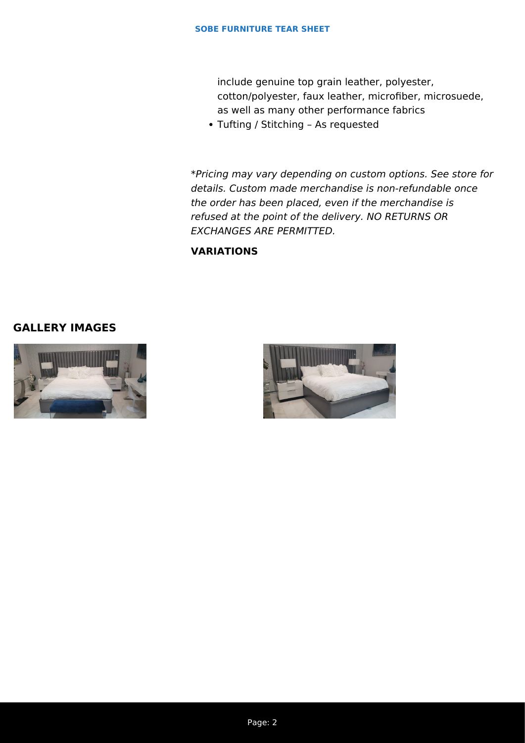include genuine top grain leather, polyester, cotton/polyester, faux leather, microfiber, microsuede, as well as many other performance fabrics

- Tufting / Stitching – As requested

*\*Pricing may vary depending on custom options. See store for details. Custom made merchandise is non-refundable once the order has been placed, even if the merchandise is refused at the point of the delivery. NO RETURNS OR EXCHANGES ARE PERMITTED.*

**VARIATIONS**

## GALLERY IMAGES